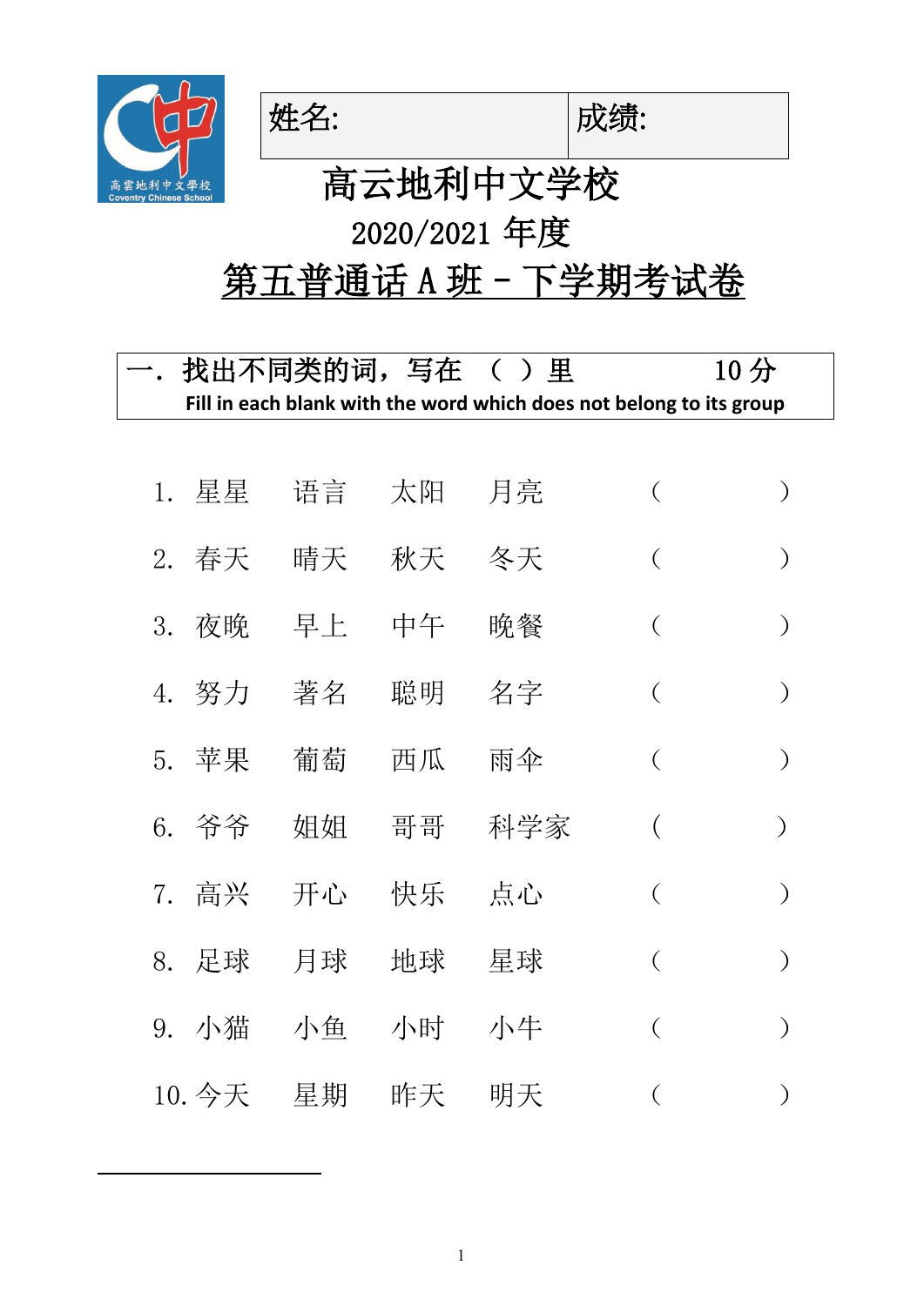| 姓名: | 成绩: |
| --- | --- |

# 高云地利中文学校

## 2020/2021 年度

## 第五普通话 A 班 - 下学期考试卷

**一. 找出不同类的词，写在 （ ）里 10 分**

**Fill in each blank with the word which does not belong to its group**

1. 星星 语言 太阳 月亮 （ ）
2. 春天 晴天 秋天 冬天 （ ）
3. 夜晚 早上 中午 晚餐 （ ）
4. 努力 著名 聪明 名字 （ ）
5. 苹果 葡萄 西瓜 雨伞 （ ）
6. 爷爷 姐姐 哥哥 科学家 （ ）
7. 高兴 开心 快乐 点心 （ ）
8. 足球 月球 地球 星球 （ ）
9. 小猫 小鱼 小时 小牛 （ ）
10. 今天 星期 昨天 明天 （ ）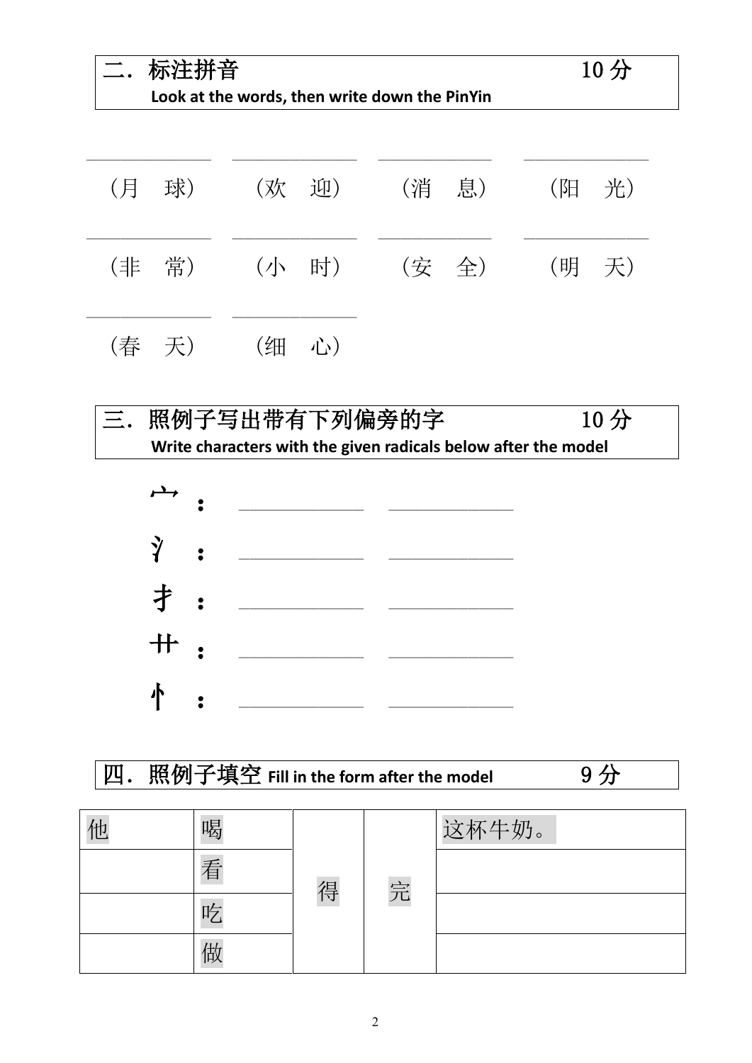## 二．标注拼音 10分

**Look at the words, then write down the PinYin**

______________ ______________ ______________ ______________

（月　球）　（欢　迎）　（消　息）　（阳　光）

______________ ______________ ______________ ______________

（非　常）　（小　时）　（安　全）　（明　天）

______________ ______________

（春　天）　（细　心）

## 三．照例子写出带有下列偏旁的字 10分

**Write characters with the given radicals below after the model**

宀：______________ ______________

氵：______________ ______________

扌：______________ ______________

艹：______________ ______________

忄：______________ ______________

## 四．照例子填空 Fill in the form after the model 9分

| | | | | |
|---|---|---|---|---|
| 他 | 喝 | 得 | 完 | 这杯牛奶。 |
| | 看 | | | |
| | 吃 | | | |
| | 做 | | | |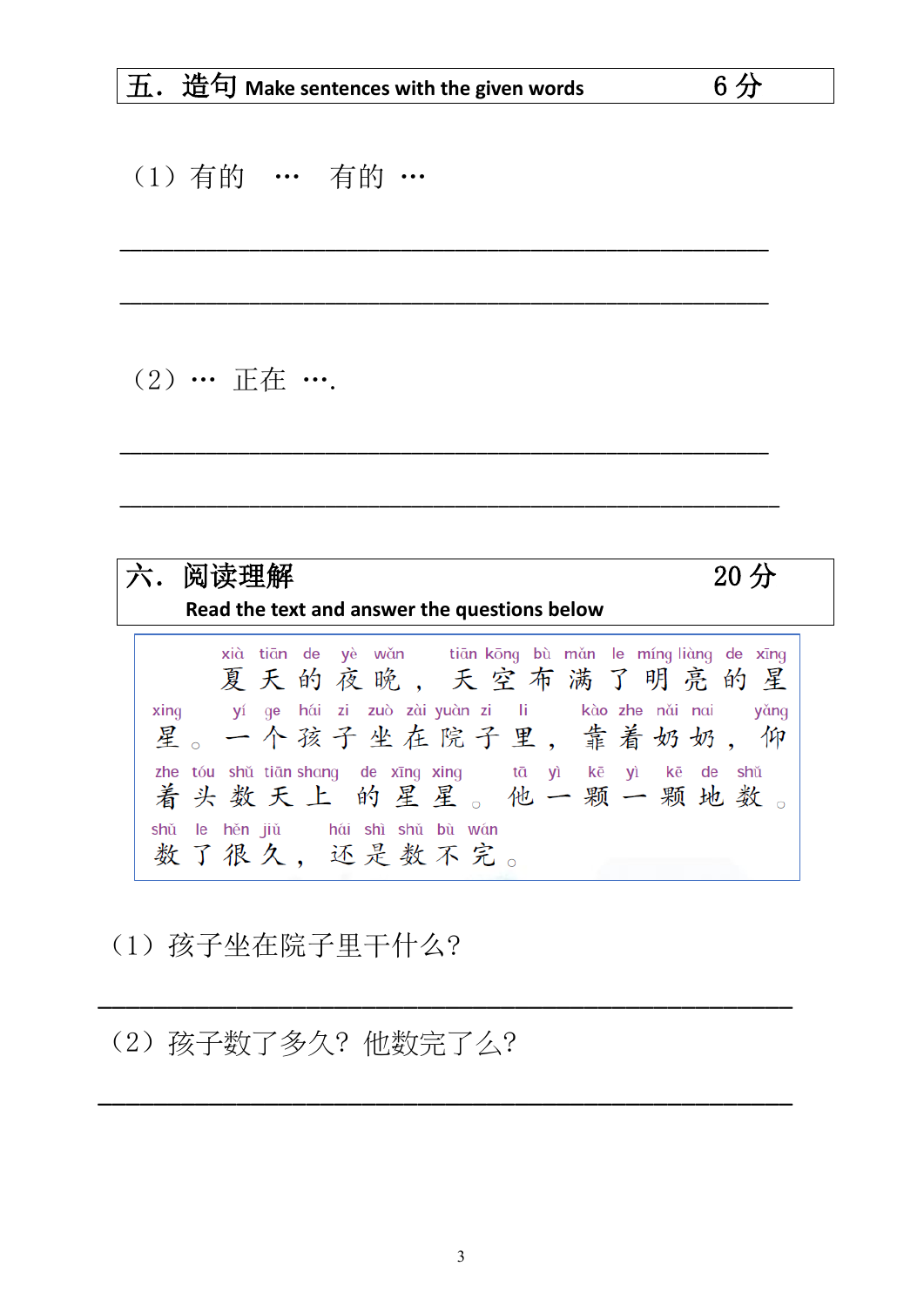## 五．造句 Make sentences with the given words　　　　6 分

（1）有的　…　有的 …

\_\_\_\_\_\_\_\_\_\_\_\_\_\_\_\_\_\_\_\_\_\_\_\_\_\_\_\_\_\_\_\_\_\_\_\_\_\_\_\_\_\_\_\_\_\_\_\_\_\_\_\_\_\_

\_\_\_\_\_\_\_\_\_\_\_\_\_\_\_\_\_\_\_\_\_\_\_\_\_\_\_\_\_\_\_\_\_\_\_\_\_\_\_\_\_\_\_\_\_\_\_\_\_\_\_\_\_\_

（2）… 正在 ….

\_\_\_\_\_\_\_\_\_\_\_\_\_\_\_\_\_\_\_\_\_\_\_\_\_\_\_\_\_\_\_\_\_\_\_\_\_\_\_\_\_\_\_\_\_\_\_\_\_\_\_\_\_\_

\_\_\_\_\_\_\_\_\_\_\_\_\_\_\_\_\_\_\_\_\_\_\_\_\_\_\_\_\_\_\_\_\_\_\_\_\_\_\_\_\_\_\_\_\_\_\_\_\_\_\_\_\_\_

## 六．阅读理解　　　　20 分

**Read the text and answer the questions below**

xià tiān de yè wǎn, tiān kōng bù mǎn le míng liàng de xīng xing. yí ge hái zi zuò zài yuàn zi li, kào zhe nǎi nai, yǎng zhe tóu shǔ tiān shang de xīng xing. tā yì kē yì kē de shǔ. shǔ le hěn jiǔ, hái shì shǔ bù wán.

夏天的夜晚，天空布满了明亮的星星。一个孩子坐在院子里，靠着奶奶，仰着头数天上的星星。他一颗一颗地数。数了很久，还是数不完。

（1）孩子坐在院子里干什么？

\_\_\_\_\_\_\_\_\_\_\_\_\_\_\_\_\_\_\_\_\_\_\_\_\_\_\_\_\_\_\_\_\_\_\_\_\_\_\_\_\_\_\_\_\_\_\_\_\_\_\_\_\_\_

（2）孩子数了多久？他数完了么？

\_\_\_\_\_\_\_\_\_\_\_\_\_\_\_\_\_\_\_\_\_\_\_\_\_\_\_\_\_\_\_\_\_\_\_\_\_\_\_\_\_\_\_\_\_\_\_\_\_\_\_\_\_\_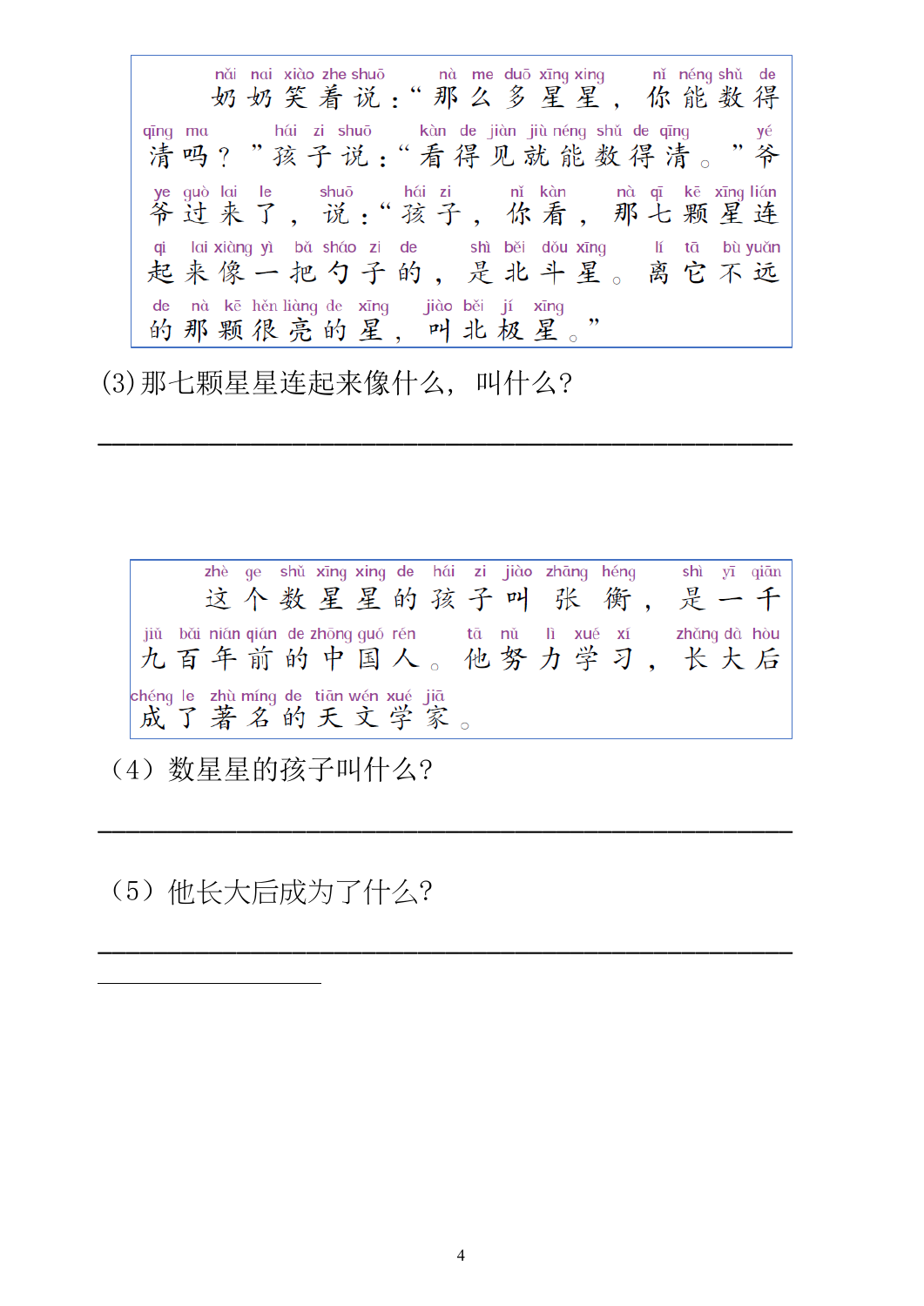奶奶笑着说："那么多星星，你能数得清吗？"孩子说："看得见就能数得清。"爷爷过来了，说："孩子，你看，那七颗星连起来像一把勺子的，是北斗星。离它不远的那颗很亮的星，叫北极星。"

(3)那七颗星星连起来像什么，叫什么?

______________________________________________

这个数星星的孩子叫张衡，是一千九百年前的中国人。他努力学习，长大后成了著名的天文学家。

（4）数星星的孩子叫什么?

______________________________________________

（5）他长大后成为了什么?

______________________________________________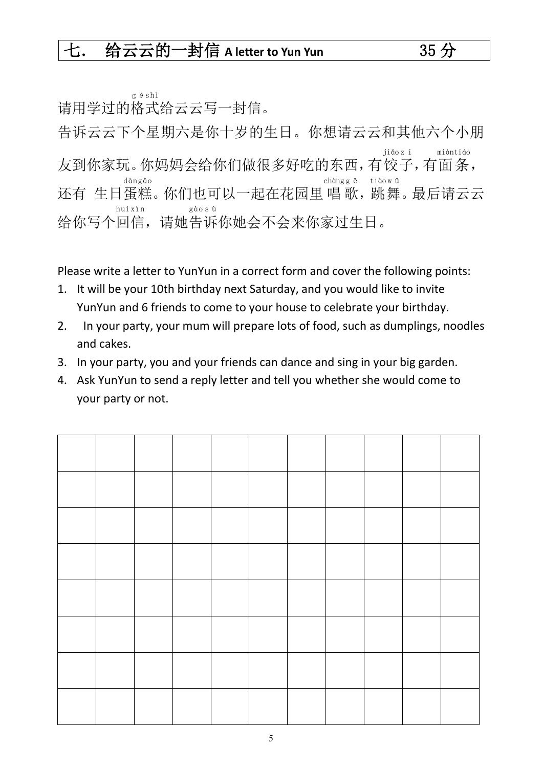## 七． 给云云的一封信 A letter to Yun Yun　　35 分

请用学过的格式(géshì)给云云写一封信。

告诉云云下个星期六是你十岁的生日。你想请云云和其他六个小朋友到你家玩。你妈妈会给你们做很多好吃的东西，有饺子(jiǎozi)，有面条(miàntiáo)，还有 生日蛋糕(dàngāo)。你们也可以一起在花园里唱歌(chànggē)，跳舞(tiàowǔ)。最后请云云给你写个回信(huíxìn)，请她告诉(gàosù)你她会不会来你家过生日。

Please write a letter to YunYun in a correct form and cover the following points:

1. It will be your 10th birthday next Saturday, and you would like to invite YunYun and 6 friends to come to your house to celebrate your birthday.
2. In your party, your mum will prepare lots of food, such as dumplings, noodles and cakes.
3. In your party, you and your friends can dance and sing in your big garden.
4. Ask YunYun to send a reply letter and tell you whether she would come to your party or not.

| | | | | | | | | | | |
|---|---|---|---|---|---|---|---|---|---|---|
| | | | | | | | | | | |
| | | | | | | | | | | |
| | | | | | | | | | | |
| | | | | | | | | | | |
| | | | | | | | | | | |
| | | | | | | | | | | |
| | | | | | | | | | | |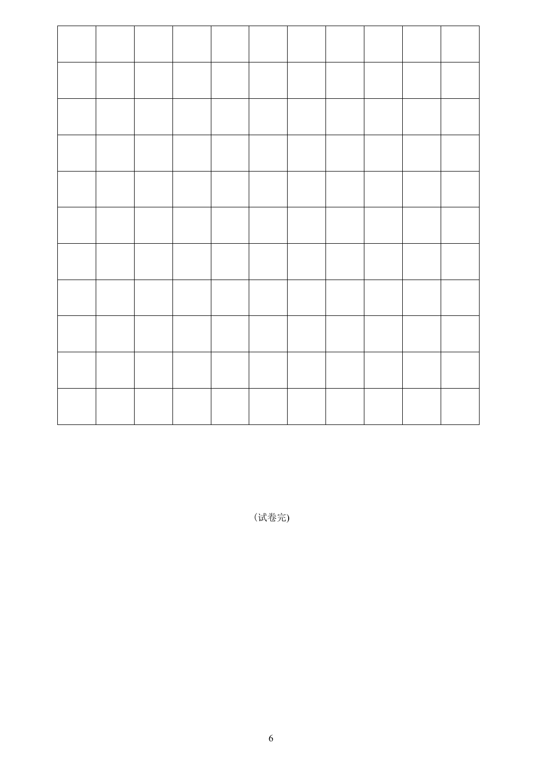| | | | | | | | | | | |
|---|---|---|---|---|---|---|---|---|---|---|
| | | | | | | | | | | |
| | | | | | | | | | | |
| | | | | | | | | | | |
| | | | | | | | | | | |
| | | | | | | | | | | |
| | | | | | | | | | | |
| | | | | | | | | | | |
| | | | | | | | | | | |
| | | | | | | | | | | |
| | | | | | | | | | | |

（试卷完)